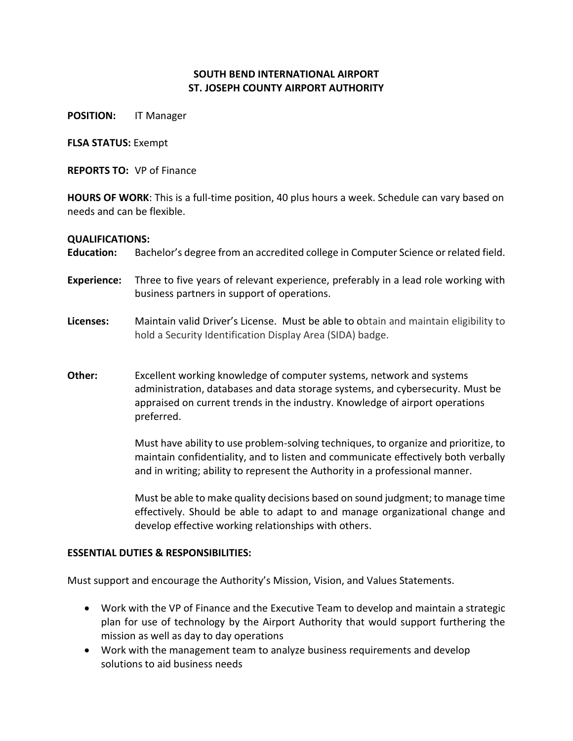# SOUTH BEND INTERNATIONAL AIRPORT
# ST. JOSEPH COUNTY AIRPORT AUTHORITY

**POSITION:** IT Manager

**FLSA STATUS:** Exempt

**REPORTS TO:** VP of Finance

**HOURS OF WORK**: This is a full-time position, 40 plus hours a week. Schedule can vary based on needs and can be flexible.

**QUALIFICATIONS:**

**Education:** Bachelor's degree from an accredited college in Computer Science or related field.

**Experience:** Three to five years of relevant experience, preferably in a lead role working with business partners in support of operations.

**Licenses:** Maintain valid Driver's License. Must be able to obtain and maintain eligibility to hold a Security Identification Display Area (SIDA) badge.

**Other:** Excellent working knowledge of computer systems, network and systems administration, databases and data storage systems, and cybersecurity. Must be appraised on current trends in the industry. Knowledge of airport operations preferred.

Must have ability to use problem-solving techniques, to organize and prioritize, to maintain confidentiality, and to listen and communicate effectively both verbally and in writing; ability to represent the Authority in a professional manner.

Must be able to make quality decisions based on sound judgment; to manage time effectively. Should be able to adapt to and manage organizational change and develop effective working relationships with others.

**ESSENTIAL DUTIES & RESPONSIBILITIES:**

Must support and encourage the Authority's Mission, Vision, and Values Statements.

- Work with the VP of Finance and the Executive Team to develop and maintain a strategic plan for use of technology by the Airport Authority that would support furthering the mission as well as day to day operations
- Work with the management team to analyze business requirements and develop solutions to aid business needs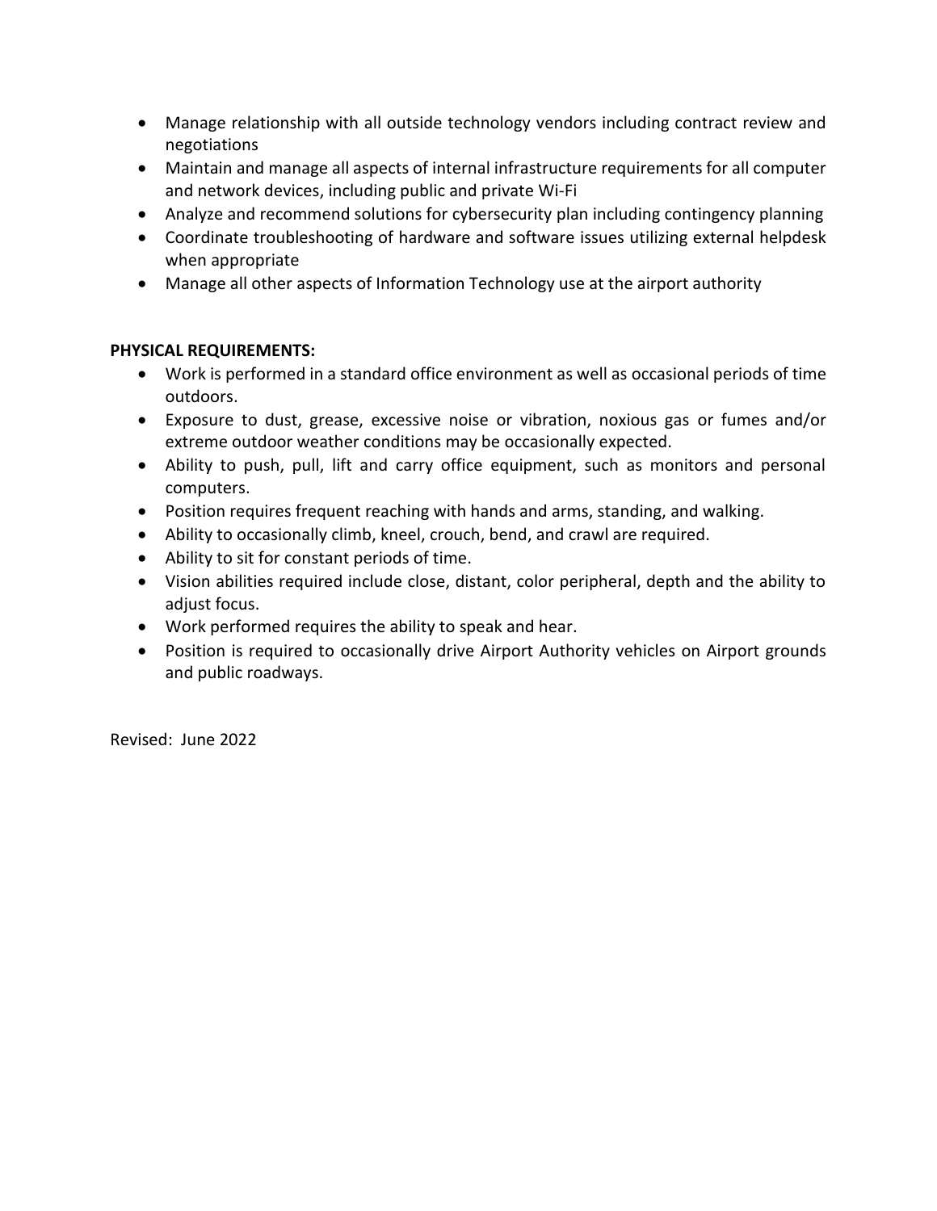- Manage relationship with all outside technology vendors including contract review and negotiations
- Maintain and manage all aspects of internal infrastructure requirements for all computer and network devices, including public and private Wi-Fi
- Analyze and recommend solutions for cybersecurity plan including contingency planning
- Coordinate troubleshooting of hardware and software issues utilizing external helpdesk when appropriate
- Manage all other aspects of Information Technology use at the airport authority

**PHYSICAL REQUIREMENTS:**

- Work is performed in a standard office environment as well as occasional periods of time outdoors.
- Exposure to dust, grease, excessive noise or vibration, noxious gas or fumes and/or extreme outdoor weather conditions may be occasionally expected.
- Ability to push, pull, lift and carry office equipment, such as monitors and personal computers.
- Position requires frequent reaching with hands and arms, standing, and walking.
- Ability to occasionally climb, kneel, crouch, bend, and crawl are required.
- Ability to sit for constant periods of time.
- Vision abilities required include close, distant, color peripheral, depth and the ability to adjust focus.
- Work performed requires the ability to speak and hear.
- Position is required to occasionally drive Airport Authority vehicles on Airport grounds and public roadways.

Revised: June 2022